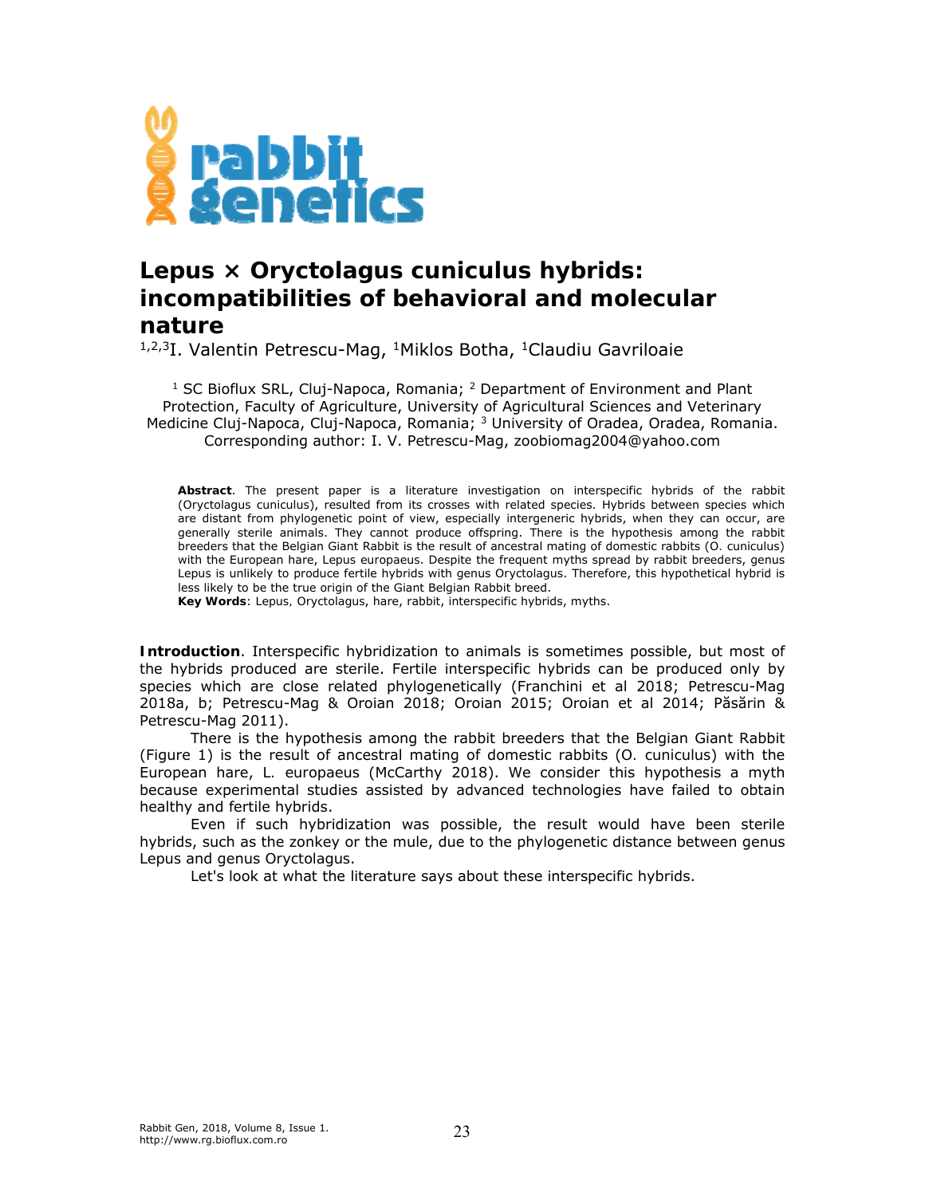# Lepus × Oryctolagus cuniculus hybrids: incompatibilities of behavioral and molecular nature

[1,2,3]I. Valentin Petrescu-Mag, [1]Miklos Botha, [1]Claudiu Gavriloaie

[1] SC Bioflux SRL, Cluj-Napoca, Romania; [2] Department of Environment and Plant Protection, Faculty of Agriculture, University of Agricultural Sciences and Veterinary Medicine Cluj-Napoca, Cluj-Napoca, Romania; [3] University of Oradea, Oradea, Romania. Corresponding author: I. V. Petrescu-Mag, zoobiomag2004@yahoo.com

**Abstract**. The present paper is a literature investigation on interspecific hybrids of the rabbit (Oryctolagus cuniculus), resulted from its crosses with related species. Hybrids between species which are distant from phylogenetic point of view, especially intergeneric hybrids, when they can occur, are generally sterile animals. They cannot produce offspring. There is the hypothesis among the rabbit breeders that the Belgian Giant Rabbit is the result of ancestral mating of domestic rabbits (O. cuniculus) with the European hare, Lepus europaeus. Despite the frequent myths spread by rabbit breeders, genus Lepus is unlikely to produce fertile hybrids with genus Oryctolagus. Therefore, this hypothetical hybrid is less likely to be the true origin of the Giant Belgian Rabbit breed.

**Key Words**: Lepus, Oryctolagus, hare, rabbit, interspecific hybrids, myths.

**Introduction**. Interspecific hybridization to animals is sometimes possible, but most of the hybrids produced are sterile. Fertile interspecific hybrids can be produced only by species which are close related phylogenetically (Franchini et al 2018; Petrescu-Mag 2018a, b; Petrescu-Mag & Oroian 2018; Oroian 2015; Oroian et al 2014; Păsărin & Petrescu-Mag 2011).

There is the hypothesis among the rabbit breeders that the Belgian Giant Rabbit (Figure 1) is the result of ancestral mating of domestic rabbits (O. cuniculus) with the European hare, L. europaeus (McCarthy 2018). We consider this hypothesis a myth because experimental studies assisted by advanced technologies have failed to obtain healthy and fertile hybrids.

Even if such hybridization was possible, the result would have been sterile hybrids, such as the zonkey or the mule, due to the phylogenetic distance between genus Lepus and genus Oryctolagus.

Let's look at what the literature says about these interspecific hybrids.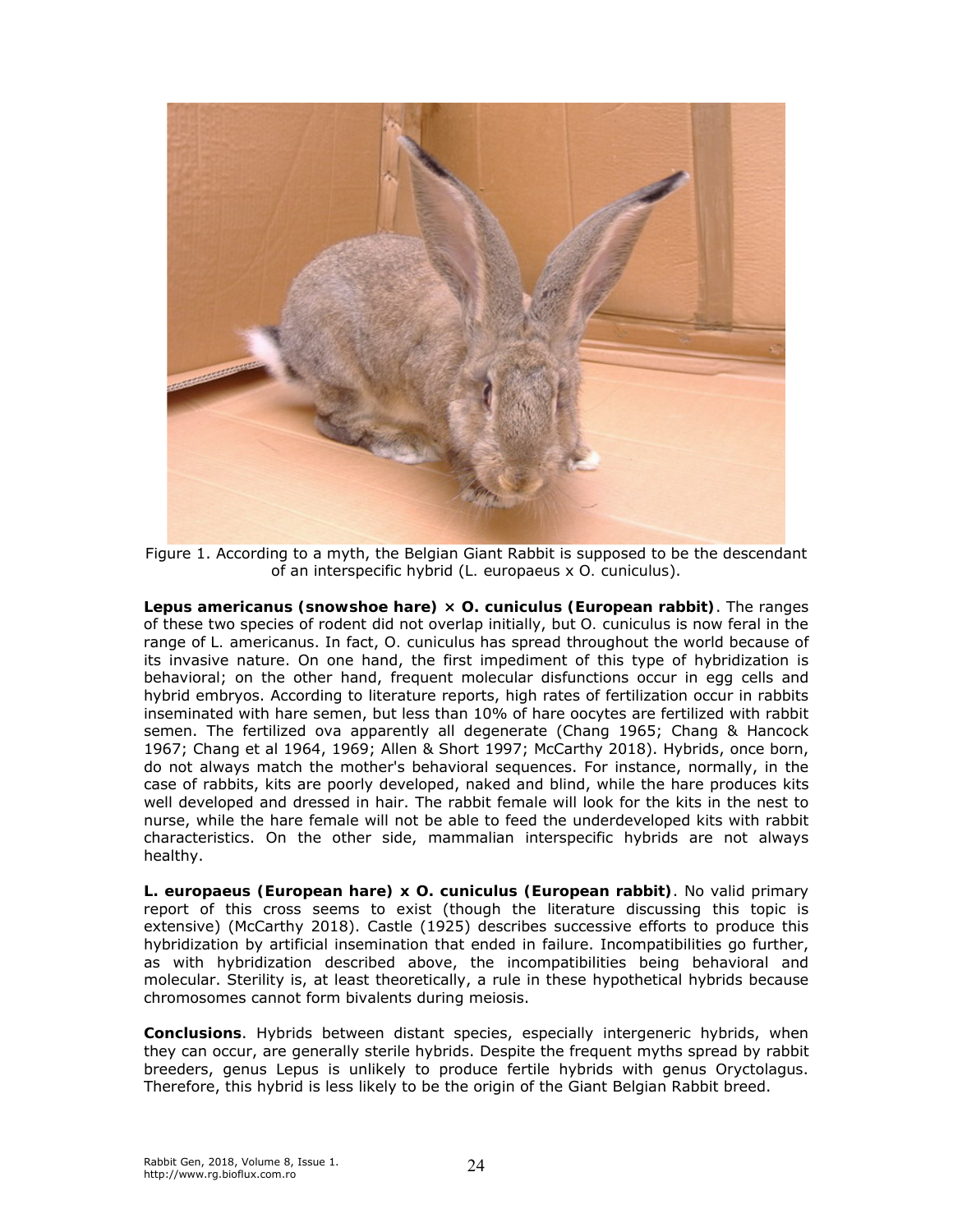Figure 1. According to a myth, the Belgian Giant Rabbit is supposed to be the descendant of an interspecific hybrid (L. europaeus x O. cuniculus).

**Lepus americanus (snowshoe hare) × O. cuniculus (European rabbit)**. The ranges of these two species of rodent did not overlap initially, but O. cuniculus is now feral in the range of L. americanus. In fact, O. cuniculus has spread throughout the world because of its invasive nature. On one hand, the first impediment of this type of hybridization is behavioral; on the other hand, frequent molecular disfunctions occur in egg cells and hybrid embryos. According to literature reports, high rates of fertilization occur in rabbits inseminated with hare semen, but less than 10% of hare oocytes are fertilized with rabbit semen. The fertilized ova apparently all degenerate (Chang 1965; Chang & Hancock 1967; Chang et al 1964, 1969; Allen & Short 1997; McCarthy 2018). Hybrids, once born, do not always match the mother's behavioral sequences. For instance, normally, in the case of rabbits, kits are poorly developed, naked and blind, while the hare produces kits well developed and dressed in hair. The rabbit female will look for the kits in the nest to nurse, while the hare female will not be able to feed the underdeveloped kits with rabbit characteristics. On the other side, mammalian interspecific hybrids are not always healthy.

**L. europaeus (European hare) x O. cuniculus (European rabbit)**. No valid primary report of this cross seems to exist (though the literature discussing this topic is extensive) (McCarthy 2018). Castle (1925) describes successive efforts to produce this hybridization by artificial insemination that ended in failure. Incompatibilities go further, as with hybridization described above, the incompatibilities being behavioral and molecular. Sterility is, at least theoretically, a rule in these hypothetical hybrids because chromosomes cannot form bivalents during meiosis.

**Conclusions**. Hybrids between distant species, especially intergeneric hybrids, when they can occur, are generally sterile hybrids. Despite the frequent myths spread by rabbit breeders, genus Lepus is unlikely to produce fertile hybrids with genus Oryctolagus. Therefore, this hybrid is less likely to be the origin of the Giant Belgian Rabbit breed.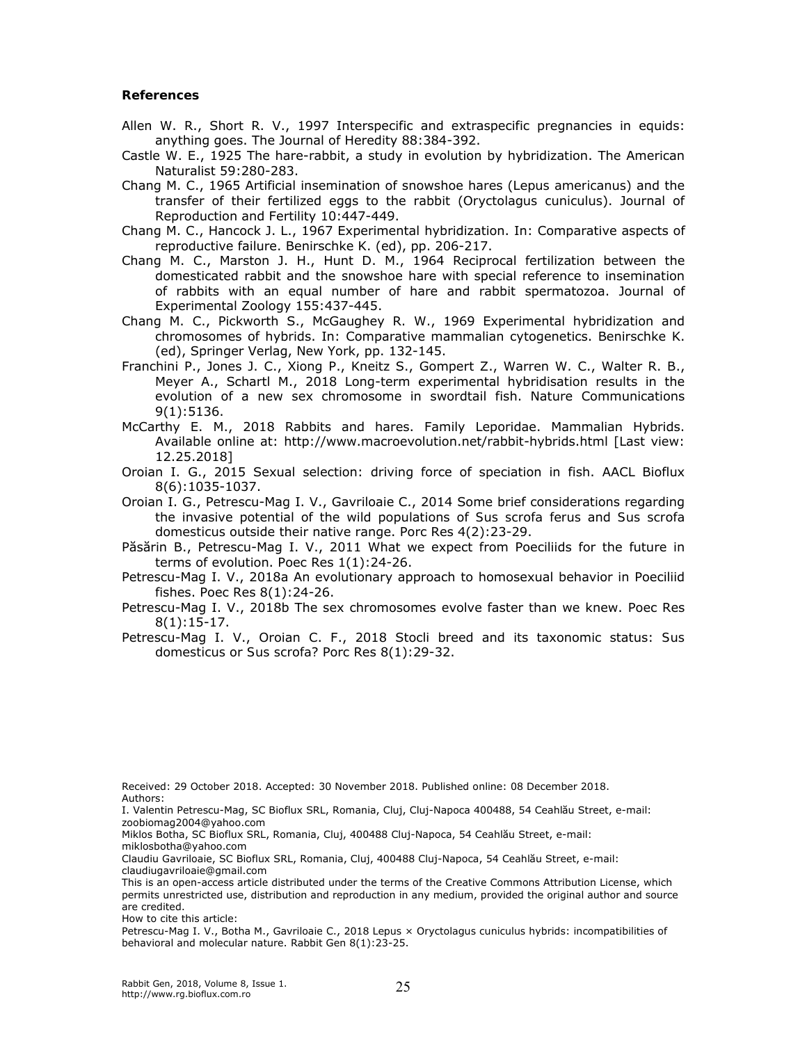**References**

Allen W. R., Short R. V., 1997 Interspecific and extraspecific pregnancies in equids: anything goes. The Journal of Heredity 88:384-392.

Castle W. E., 1925 The hare-rabbit, a study in evolution by hybridization. The American Naturalist 59:280-283.

Chang M. C., 1965 Artificial insemination of snowshoe hares (Lepus americanus) and the transfer of their fertilized eggs to the rabbit (Oryctolagus cuniculus). Journal of Reproduction and Fertility 10:447-449.

Chang M. C., Hancock J. L., 1967 Experimental hybridization. In: Comparative aspects of reproductive failure. Benirschke K. (ed), pp. 206-217.

Chang M. C., Marston J. H., Hunt D. M., 1964 Reciprocal fertilization between the domesticated rabbit and the snowshoe hare with special reference to insemination of rabbits with an equal number of hare and rabbit spermatozoa. Journal of Experimental Zoology 155:437-445.

Chang M. C., Pickworth S., McGaughey R. W., 1969 Experimental hybridization and chromosomes of hybrids. In: Comparative mammalian cytogenetics. Benirschke K. (ed), Springer Verlag, New York, pp. 132-145.

Franchini P., Jones J. C., Xiong P., Kneitz S., Gompert Z., Warren W. C., Walter R. B., Meyer A., Schartl M., 2018 Long-term experimental hybridisation results in the evolution of a new sex chromosome in swordtail fish. Nature Communications 9(1):5136.

McCarthy E. M., 2018 Rabbits and hares. Family Leporidae. Mammalian Hybrids. Available online at: http://www.macroevolution.net/rabbit-hybrids.html [Last view: 12.25.2018]

Oroian I. G., 2015 Sexual selection: driving force of speciation in fish. AACL Bioflux 8(6):1035-1037.

Oroian I. G., Petrescu-Mag I. V., Gavriloaie C., 2014 Some brief considerations regarding the invasive potential of the wild populations of Sus scrofa ferus and Sus scrofa domesticus outside their native range. Porc Res 4(2):23-29.

Păsărin B., Petrescu-Mag I. V., 2011 What we expect from Poeciliids for the future in terms of evolution. Poec Res 1(1):24-26.

Petrescu-Mag I. V., 2018a An evolutionary approach to homosexual behavior in Poeciliid fishes. Poec Res 8(1):24-26.

Petrescu-Mag I. V., 2018b The sex chromosomes evolve faster than we knew. Poec Res 8(1):15-17.

Petrescu-Mag I. V., Oroian C. F., 2018 Stocli breed and its taxonomic status: Sus domesticus or Sus scrofa? Porc Res 8(1):29-32.

Received: 29 October 2018. Accepted: 30 November 2018. Published online: 08 December 2018.
Authors:
I. Valentin Petrescu-Mag, SC Bioflux SRL, Romania, Cluj, Cluj-Napoca 400488, 54 Ceahlău Street, e-mail: zoobiomag2004@yahoo.com
Miklos Botha, SC Bioflux SRL, Romania, Cluj, 400488 Cluj-Napoca, 54 Ceahlău Street, e-mail: miklosbotha@yahoo.com
Claudiu Gavriloaie, SC Bioflux SRL, Romania, Cluj, 400488 Cluj-Napoca, 54 Ceahlău Street, e-mail: claudiugavriloaie@gmail.com
This is an open-access article distributed under the terms of the Creative Commons Attribution License, which permits unrestricted use, distribution and reproduction in any medium, provided the original author and source are credited.
How to cite this article:
Petrescu-Mag I. V., Botha M., Gavriloaie C., 2018 Lepus × Oryctolagus cuniculus hybrids: incompatibilities of behavioral and molecular nature. Rabbit Gen 8(1):23-25.